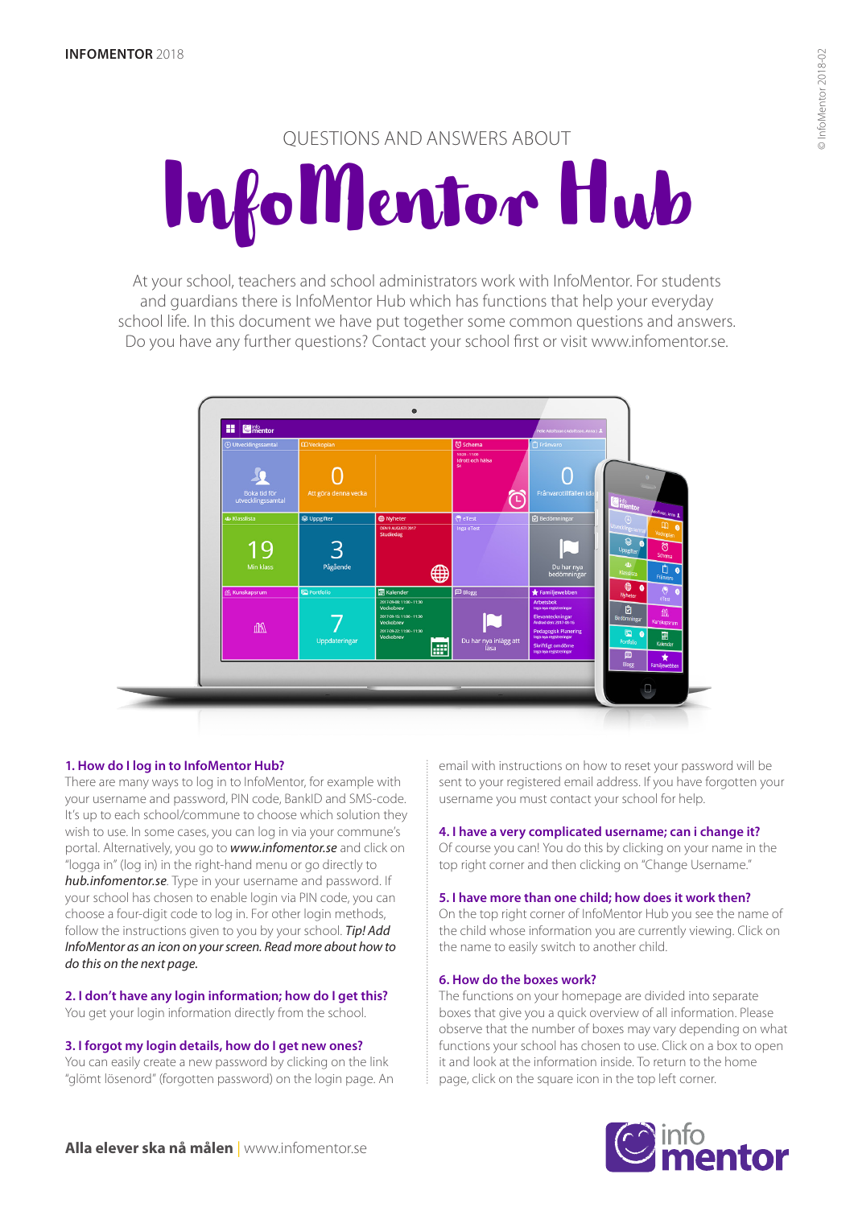QUESTIONS AND ANSWERS ABOUT

# InfoMentor Hub

At your school, teachers and school administrators work with InfoMentor. For students and guardians there is InfoMentor Hub which has functions that help your everyday school life. In this document we have put together some common questions and answers. Do you have any further questions? Contact your school first or visit www.infomentor.se.

### 1. How do I log in to InfoMentor Hub?

There are many ways to log in to InfoMentor, for example with your username and password, PIN code, BankID and SMS-code. It's up to each school/commune to choose which solution they wish to use. In some cases, you can log in via your commune's portal. Alternatively, you go to ***www.infomentor.se*** and click on "logga in" (log in) in the right-hand menu or go directly to ***hub.infomentor.se***. Type in your username and password. If your school has chosen to enable login via PIN code, you can choose a four-digit code to log in. For other login methods, follow the instructions given to you by your school. *Tip! Add InfoMentor as an icon on your screen. Read more about how to do this on the next page.*

### 2. I don't have any login information; how do I get this?

You get your login information directly from the school.

### 3. I forgot my login details, how do I get new ones?

You can easily create a new password by clicking on the link "glömt lösenord" (forgotten password) on the login page. An email with instructions on how to reset your password will be sent to your registered email address. If you have forgotten your username you must contact your school for help.

### 4. I have a very complicated username; can i change it?

Of course you can! You do this by clicking on your name in the top right corner and then clicking on "Change Username."

### 5. I have more than one child; how does it work then?

On the top right corner of InfoMentor Hub you see the name of the child whose information you are currently viewing. Click on the name to easily switch to another child.

### 6. How do the boxes work?

The functions on your homepage are divided into separate boxes that give you a quick overview of all information. Please observe that the number of boxes may vary depending on what functions your school has chosen to use. Click on a box to open it and look at the information inside. To return to the home page, click on the square icon in the top left corner.

**Alla elever ska nå målen** | www.infomentor.se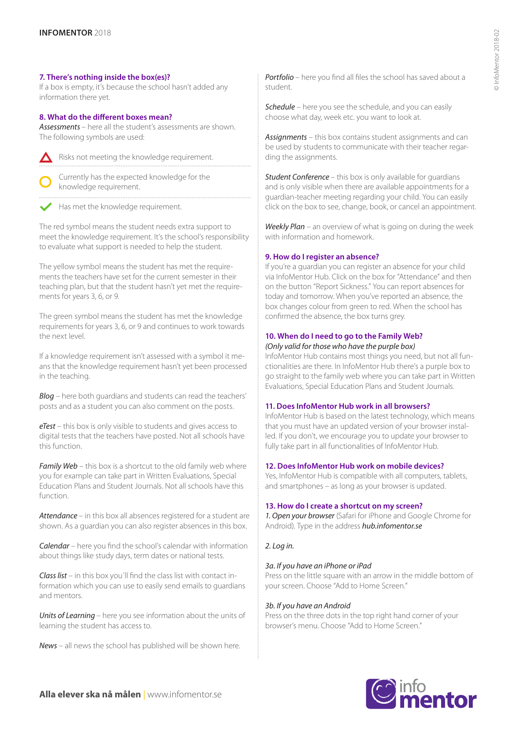### 7. There's nothing inside the box(es)?

If a box is empty, it's because the school hasn't added any information there yet.

### 8. What do the different boxes mean?

*Assessments* – here all the student's assessments are shown. The following symbols are used:

- Risks not meeting the knowledge requirement.
- Currently has the expected knowledge for the knowledge requirement.
- Has met the knowledge requirement.

The red symbol means the student needs extra support to meet the knowledge requirement. It's the school's responsibility to evaluate what support is needed to help the student.

The yellow symbol means the student has met the requirements the teachers have set for the current semester in their teaching plan, but that the student hasn't yet met the requirements for years 3, 6, or 9.

The green symbol means the student has met the knowledge requirements for years 3, 6, or 9 and continues to work towards the next level.

If a knowledge requirement isn't assessed with a symbol it means that the knowledge requirement hasn't yet been processed in the teaching.

*Blog* – here both guardians and students can read the teachers' posts and as a student you can also comment on the posts.

*eTest* – this box is only visible to students and gives access to digital tests that the teachers have posted. Not all schools have this function.

*Family Web* – this box is a shortcut to the old family web where you for example can take part in Written Evaluations, Special Education Plans and Student Journals. Not all schools have this function.

*Attendance* – in this box all absences registered for a student are shown. As a guardian you can also register absences in this box.

*Calendar* – here you find the school's calendar with information about things like study days, term dates or national tests.

*Class list* – in this box you'll find the class list with contact information which you can use to easily send emails to guardians and mentors.

*Units of Learning* – here you see information about the units of learning the student has access to.

*News* – all news the school has published will be shown here.

*Portfolio* – here you find all files the school has saved about a student.

*Schedule* – here you see the schedule, and you can easily choose what day, week etc. you want to look at.

*Assignments* – this box contains student assignments and can be used by students to communicate with their teacher regarding the assignments.

*Student Conference* – this box is only available for guardians and is only visible when there are available appointments for a guardian-teacher meeting regarding your child. You can easily click on the box to see, change, book, or cancel an appointment.

*Weekly Plan* – an overview of what is going on during the week with information and homework.

### 9. How do I register an absence?

If you're a guardian you can register an absence for your child via InfoMentor Hub. Click on the box for "Attendance" and then on the button "Report Sickness." You can report absences for today and tomorrow. When you've reported an absence, the box changes colour from green to red. When the school has confirmed the absence, the box turns grey.

### 10. When do I need to go to the Family Web?

*(Only valid for those who have the purple box)*

InfoMentor Hub contains most things you need, but not all functionalities are there. In InfoMentor Hub there's a purple box to go straight to the family web where you can take part in Written Evaluations, Special Education Plans and Student Journals.

### 11. Does InfoMentor Hub work in all browsers?

InfoMentor Hub is based on the latest technology, which means that you must have an updated version of your browser installed. If you don't, we encourage you to update your browser to fully take part in all functionalities of InfoMentor Hub.

### 12. Does InfoMentor Hub work on mobile devices?

Yes, InfoMentor Hub is compatible with all computers, tablets, and smartphones – as long as your browser is updated.

### 13. How do I create a shortcut on my screen?

*1. Open your browser* (Safari for iPhone and Google Chrome for Android). Type in the address ***hub.infomentor.se***

*2. Log in.*

*3a. If you have an iPhone or iPad*

Press on the little square with an arrow in the middle bottom of your screen. Choose "Add to Home Screen."

*3b. If you have an Android*

Press on the three dots in the top right hand corner of your browser's menu. Choose "Add to Home Screen."

**Alla elever ska nå målen** | www.infomentor.se